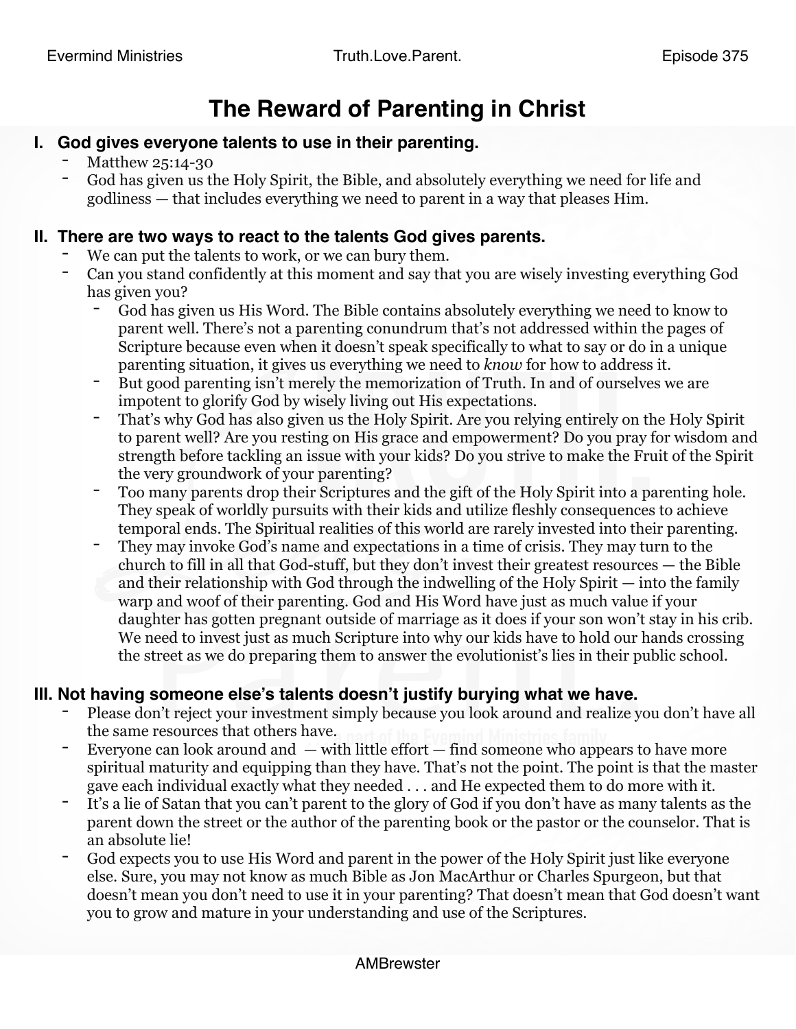# The Reward of Parenting in Christ

## I. God gives everyone talents to use in their parenting.

- Matthew 25:14-30
- God has given us the Holy Spirit, the Bible, and absolutely everything we need for life and godliness — that includes everything we need to parent in a way that pleases Him.

## II. There are two ways to react to the talents God gives parents.

- We can put the talents to work, or we can bury them.
- Can you stand confidently at this moment and say that you are wisely investing everything God has given you?
  - God has given us His Word. The Bible contains absolutely everything we need to know to parent well. There's not a parenting conundrum that's not addressed within the pages of Scripture because even when it doesn't speak specifically to what to say or do in a unique parenting situation, it gives us everything we need to *know* for how to address it.
  - But good parenting isn't merely the memorization of Truth. In and of ourselves we are impotent to glorify God by wisely living out His expectations.
  - That's why God has also given us the Holy Spirit. Are you relying entirely on the Holy Spirit to parent well? Are you resting on His grace and empowerment? Do you pray for wisdom and strength before tackling an issue with your kids? Do you strive to make the Fruit of the Spirit the very groundwork of your parenting?
  - Too many parents drop their Scriptures and the gift of the Holy Spirit into a parenting hole. They speak of worldly pursuits with their kids and utilize fleshly consequences to achieve temporal ends. The Spiritual realities of this world are rarely invested into their parenting.
  - They may invoke God's name and expectations in a time of crisis. They may turn to the church to fill in all that God-stuff, but they don't invest their greatest resources — the Bible and their relationship with God through the indwelling of the Holy Spirit — into the family warp and woof of their parenting. God and His Word have just as much value if your daughter has gotten pregnant outside of marriage as it does if your son won't stay in his crib. We need to invest just as much Scripture into why our kids have to hold our hands crossing the street as we do preparing them to answer the evolutionist's lies in their public school.

## III. Not having someone else's talents doesn't justify burying what we have.

- Please don't reject your investment simply because you look around and realize you don't have all the same resources that others have.
- Everyone can look around and — with little effort — find someone who appears to have more spiritual maturity and equipping than they have. That's not the point. The point is that the master gave each individual exactly what they needed . . . and He expected them to do more with it.
- It's a lie of Satan that you can't parent to the glory of God if you don't have as many talents as the parent down the street or the author of the parenting book or the pastor or the counselor. That is an absolute lie!
- God expects you to use His Word and parent in the power of the Holy Spirit just like everyone else. Sure, you may not know as much Bible as Jon MacArthur or Charles Spurgeon, but that doesn't mean you don't need to use it in your parenting? That doesn't mean that God doesn't want you to grow and mature in your understanding and use of the Scriptures.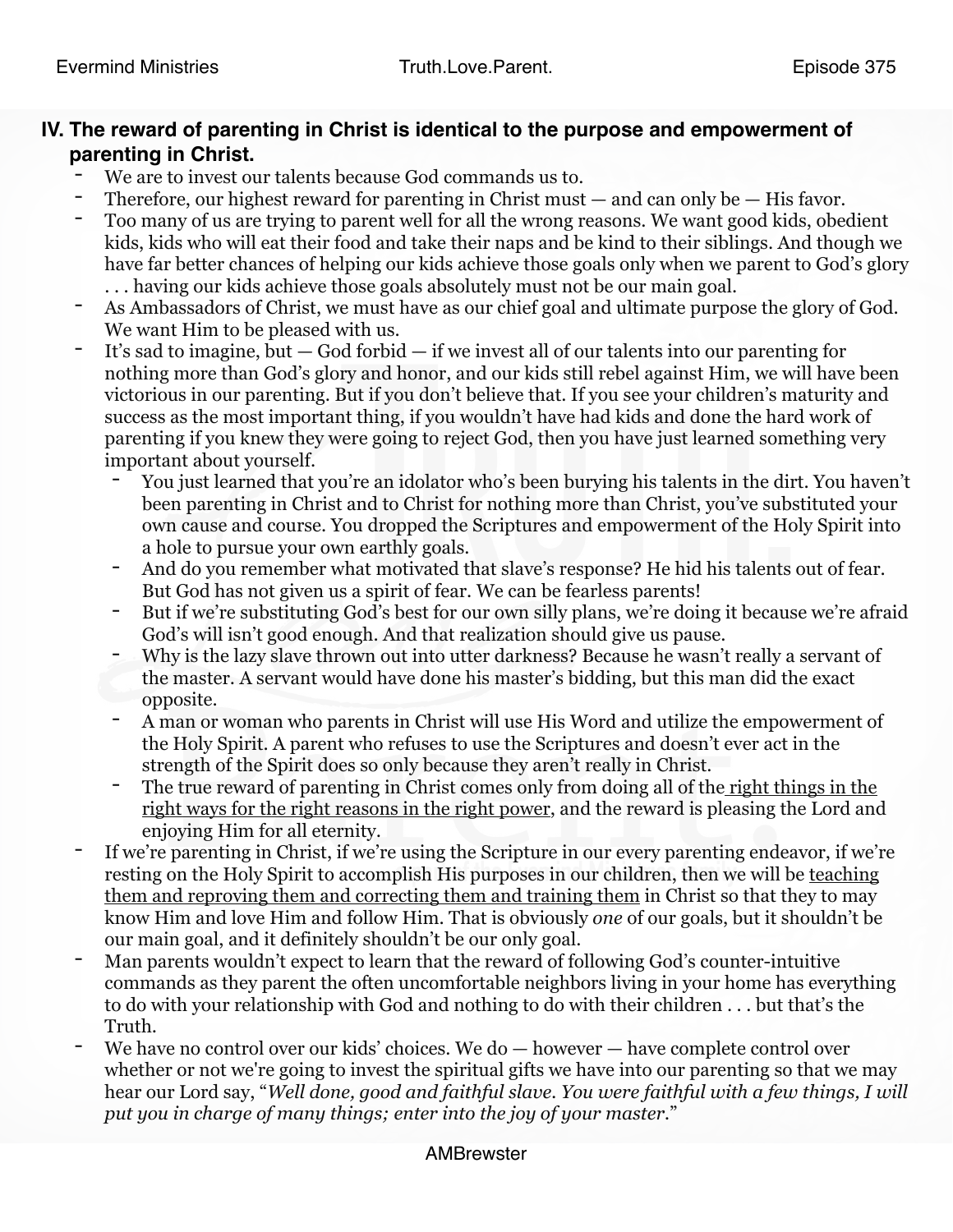## IV. The reward of parenting in Christ is identical to the purpose and empowerment of parenting in Christ.

- We are to invest our talents because God commands us to.
- Therefore, our highest reward for parenting in Christ must — and can only be — His favor.
- Too many of us are trying to parent well for all the wrong reasons. We want good kids, obedient kids, kids who will eat their food and take their naps and be kind to their siblings. And though we have far better chances of helping our kids achieve those goals only when we parent to God's glory . . . having our kids achieve those goals absolutely must not be our main goal.
- As Ambassadors of Christ, we must have as our chief goal and ultimate purpose the glory of God. We want Him to be pleased with us.
- It's sad to imagine, but — God forbid — if we invest all of our talents into our parenting for nothing more than God's glory and honor, and our kids still rebel against Him, we will have been victorious in our parenting. But if you don't believe that. If you see your children's maturity and success as the most important thing, if you wouldn't have had kids and done the hard work of parenting if you knew they were going to reject God, then you have just learned something very important about yourself.
  - You just learned that you're an idolator who's been burying his talents in the dirt. You haven't been parenting in Christ and to Christ for nothing more than Christ, you've substituted your own cause and course. You dropped the Scriptures and empowerment of the Holy Spirit into a hole to pursue your own earthly goals.
  - And do you remember what motivated that slave's response? He hid his talents out of fear. But God has not given us a spirit of fear. We can be fearless parents!
  - But if we're substituting God's best for our own silly plans, we're doing it because we're afraid God's will isn't good enough. And that realization should give us pause.
  - Why is the lazy slave thrown out into utter darkness? Because he wasn't really a servant of the master. A servant would have done his master's bidding, but this man did the exact opposite.
  - A man or woman who parents in Christ will use His Word and utilize the empowerment of the Holy Spirit. A parent who refuses to use the Scriptures and doesn't ever act in the strength of the Spirit does so only because they aren't really in Christ.
  - The true reward of parenting in Christ comes only from doing all of the <u>right things in the right ways for the right reasons in the right power</u>, and the reward is pleasing the Lord and enjoying Him for all eternity.
- If we're parenting in Christ, if we're using the Scripture in our every parenting endeavor, if we're resting on the Holy Spirit to accomplish His purposes in our children, then we will be <u>teaching them and reproving them and correcting them and training them</u> in Christ so that they to may know Him and love Him and follow Him. That is obviously *one* of our goals, but it shouldn't be our main goal, and it definitely shouldn't be our only goal.
- Man parents wouldn't expect to learn that the reward of following God's counter-intuitive commands as they parent the often uncomfortable neighbors living in your home has everything to do with your relationship with God and nothing to do with their children . . . but that's the Truth.
- We have no control over our kids' choices. We do — however — have complete control over whether or not we're going to invest the spiritual gifts we have into our parenting so that we may hear our Lord say, "*Well done, good and faithful slave. You were faithful with a few things, I will put you in charge of many things; enter into the joy of your master.*"